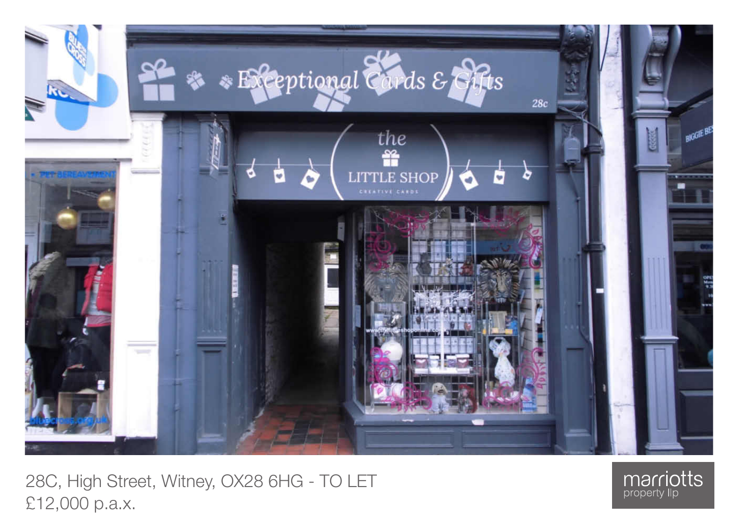28C, High Street, Witney, OX28 6HG - TO LET

£12,000 p.a.x.

marriotts property llp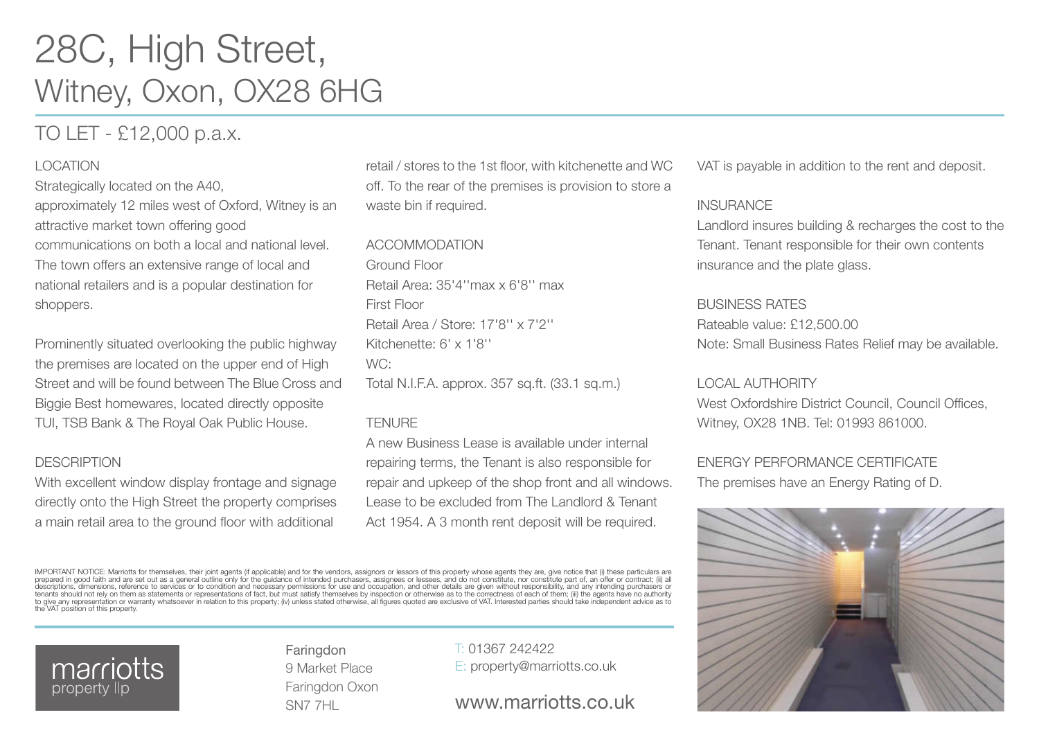# 28C, High Street,
## Witney, Oxon, OX28 6HG

### TO LET - £12,000 p.a.x.

LOCATION

Strategically located on the A40, approximately 12 miles west of Oxford, Witney is an attractive market town offering good communications on both a local and national level. The town offers an extensive range of local and national retailers and is a popular destination for shoppers.

Prominently situated overlooking the public highway the premises are located on the upper end of High Street and will be found between The Blue Cross and Biggie Best homewares, located directly opposite TUI, TSB Bank & The Royal Oak Public House.

DESCRIPTION

With excellent window display frontage and signage directly onto the High Street the property comprises a main retail area to the ground floor with additional retail / stores to the 1st floor, with kitchenette and WC off. To the rear of the premises is provision to store a waste bin if required.

ACCOMMODATION

Ground Floor
Retail Area: 35'4''max x 6'8'' max
First Floor
Retail Area / Store: 17'8'' x 7'2''
Kitchenette: 6' x 1'8''
WC:
Total N.I.F.A. approx. 357 sq.ft. (33.1 sq.m.)

TENURE

A new Business Lease is available under internal repairing terms, the Tenant is also responsible for repair and upkeep of the shop front and all windows. Lease to be excluded from The Landlord & Tenant Act 1954. A 3 month rent deposit will be required.

VAT is payable in addition to the rent and deposit.

INSURANCE

Landlord insures building & recharges the cost to the Tenant. Tenant responsible for their own contents insurance and the plate glass.

BUSINESS RATES

Rateable value: £12,500.00
Note: Small Business Rates Relief may be available.

LOCAL AUTHORITY

West Oxfordshire District Council, Council Offices, Witney, OX28 1NB. Tel: 01993 861000.

ENERGY PERFORMANCE CERTIFICATE

The premises have an Energy Rating of D.

IMPORTANT NOTICE: Marriotts for themselves, their joint agents (if applicable) and for the vendors, assignors or lessors of this property whose agents they are, give notice that (i) these particulars are prepared in good faith and are set out as a general outline only for the guidance of intended purchasers, assignees or lessees, and do not constitute, nor constitute part of, an offer or contract; (ii) all descriptions, dimensions, reference to services or to condition and necessary permissions for use and occupation, and other details are given without responsibility, and any intending purchasers or tenants should not rely on them as statements or representations of fact, but must satisfy themselves by inspection or otherwise as to the correctness of each of them; (iii) the agents have no authority to give any representation or warranty whatsoever in relation to this property; (iv) unless stated otherwise, all figures quoted are exclusive of VAT. Interested parties should take independent advice as to the VAT position of this property.

marriotts property llp

Faringdon
9 Market Place
Faringdon Oxon
SN7 7HL

T: 01367 242422
E: property@marriotts.co.uk

www.marriotts.co.uk